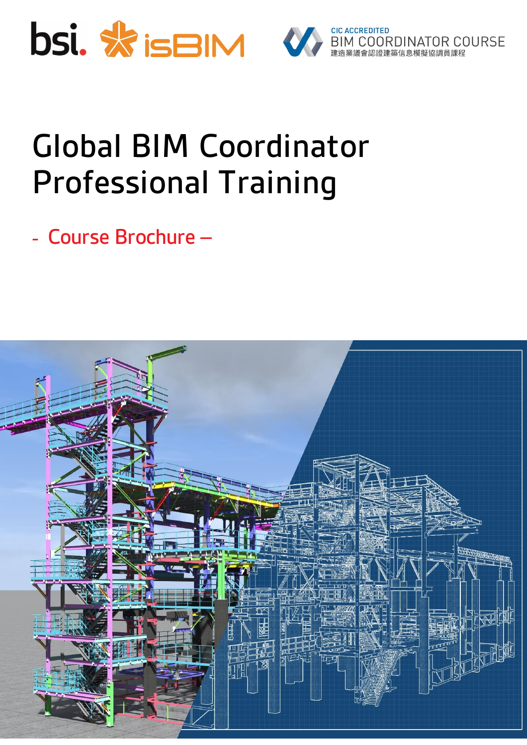CIC ACCREDITED
BIM COORDINATOR COURSE
建造業議會認證建築信息模擬協調員課程

# Global BIM Coordinator Professional Training

## - Course Brochure –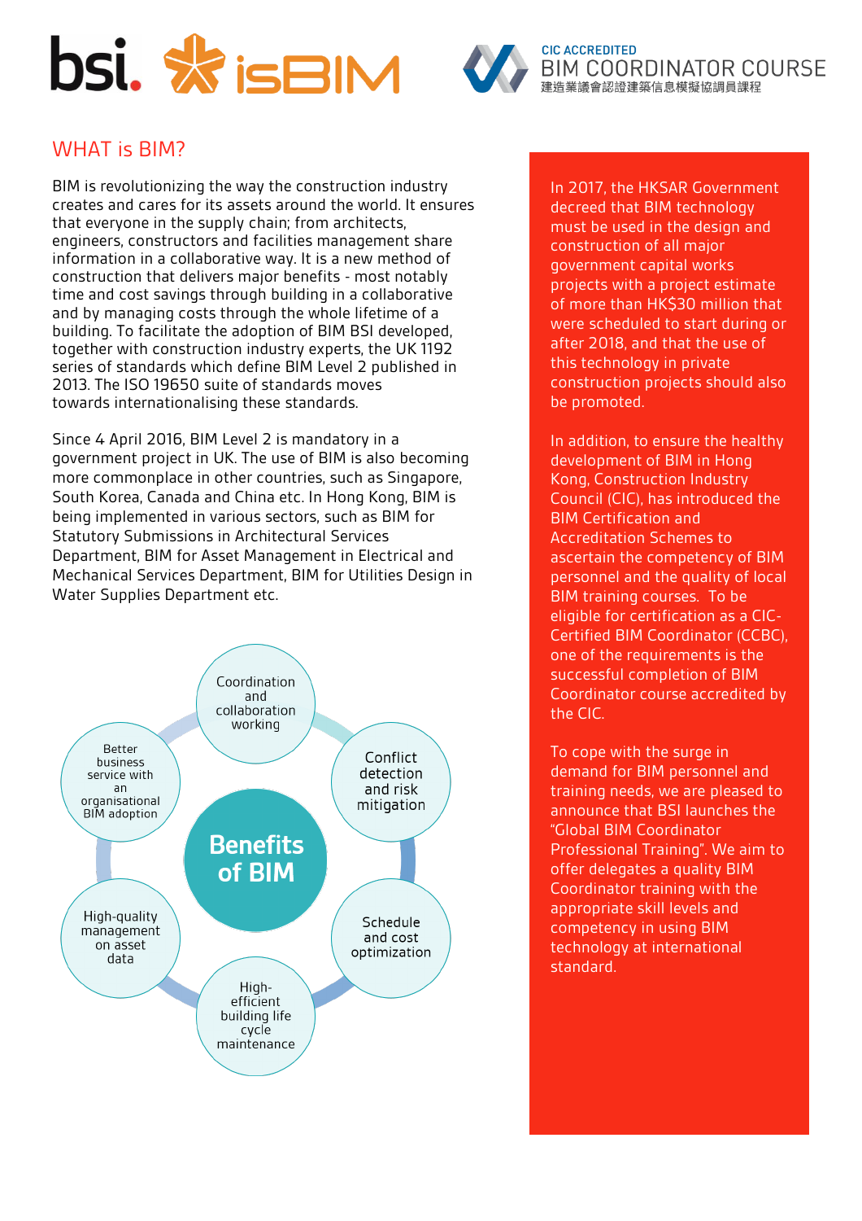bsi. isBIM

CIC ACCREDITED
BIM COORDINATOR COURSE
建造業議會認證建築信息模擬協調員課程

## WHAT is BIM?

BIM is revolutionizing the way the construction industry creates and cares for its assets around the world. It ensures that everyone in the supply chain; from architects, engineers, constructors and facilities management share information in a collaborative way. It is a new method of construction that delivers major benefits - most notably time and cost savings through building in a collaborative and by managing costs through the whole lifetime of a building. To facilitate the adoption of BIM BSI developed, together with construction industry experts, the UK 1192 series of standards which define BIM Level 2 published in 2013. The ISO 19650 suite of standards moves towards internationalising these standards.

Since 4 April 2016, BIM Level 2 is mandatory in a government project in UK. The use of BIM is also becoming more commonplace in other countries, such as Singapore, South Korea, Canada and China etc. In Hong Kong, BIM is being implemented in various sectors, such as BIM for Statutory Submissions in Architectural Services Department, BIM for Asset Management in Electrical and Mechanical Services Department, BIM for Utilities Design in Water Supplies Department etc.

**Benefits of BIM**

- Coordination and collaboration working
- Conflict detection and risk mitigation
- Schedule and cost optimization
- High-efficient building life cycle maintenance
- High-quality management on asset data
- Better business service with an organisational BIM adoption

In 2017, the HKSAR Government decreed that BIM technology must be used in the design and construction of all major government capital works projects with a project estimate of more than HK$30 million that were scheduled to start during or after 2018, and that the use of this technology in private construction projects should also be promoted.

In addition, to ensure the healthy development of BIM in Hong Kong, Construction Industry Council (CIC), has introduced the BIM Certification and Accreditation Schemes to ascertain the competency of BIM personnel and the quality of local BIM training courses. To be eligible for certification as a CIC-Certified BIM Coordinator (CCBC), one of the requirements is the successful completion of BIM Coordinator course accredited by the CIC.

To cope with the surge in demand for BIM personnel and training needs, we are pleased to announce that BSI launches the "Global BIM Coordinator Professional Training". We aim to offer delegates a quality BIM Coordinator training with the appropriate skill levels and competency in using BIM technology at international standard.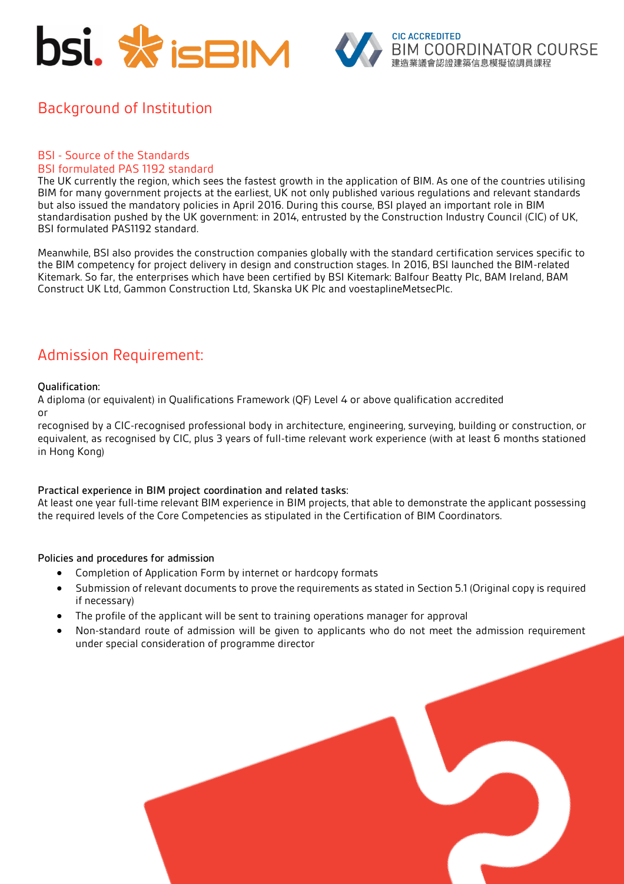# Background of Institution

## BSI - Source of the Standards

## BSI formulated PAS 1192 standard

The UK currently the region, which sees the fastest growth in the application of BIM. As one of the countries utilising BIM for many government projects at the earliest, UK not only published various regulations and relevant standards but also issued the mandatory policies in April 2016. During this course, BSI played an important role in BIM standardisation pushed by the UK government: in 2014, entrusted by the Construction Industry Council (CIC) of UK, BSI formulated PAS1192 standard.

Meanwhile, BSI also provides the construction companies globally with the standard certification services specific to the BIM competency for project delivery in design and construction stages. In 2016, BSI launched the BIM-related Kitemark. So far, the enterprises which have been certified by BSI Kitemark: Balfour Beatty Plc, BAM Ireland, BAM Construct UK Ltd, Gammon Construction Ltd, Skanska UK Plc and voestaplineMetsecPlc.

# Admission Requirement:

**Qualification:**

A diploma (or equivalent) in Qualifications Framework (QF) Level 4 or above qualification accredited

or

recognised by a CIC-recognised professional body in architecture, engineering, surveying, building or construction, or equivalent, as recognised by CIC, plus 3 years of full-time relevant work experience (with at least 6 months stationed in Hong Kong)

**Practical experience in BIM project coordination and related tasks:**

At least one year full-time relevant BIM experience in BIM projects, that able to demonstrate the applicant possessing the required levels of the Core Competencies as stipulated in the Certification of BIM Coordinators.

**Policies and procedures for admission**

- Completion of Application Form by internet or hardcopy formats
- Submission of relevant documents to prove the requirements as stated in Section 5.1 (Original copy is required if necessary)
- The profile of the applicant will be sent to training operations manager for approval
- Non-standard route of admission will be given to applicants who do not meet the admission requirement under special consideration of programme director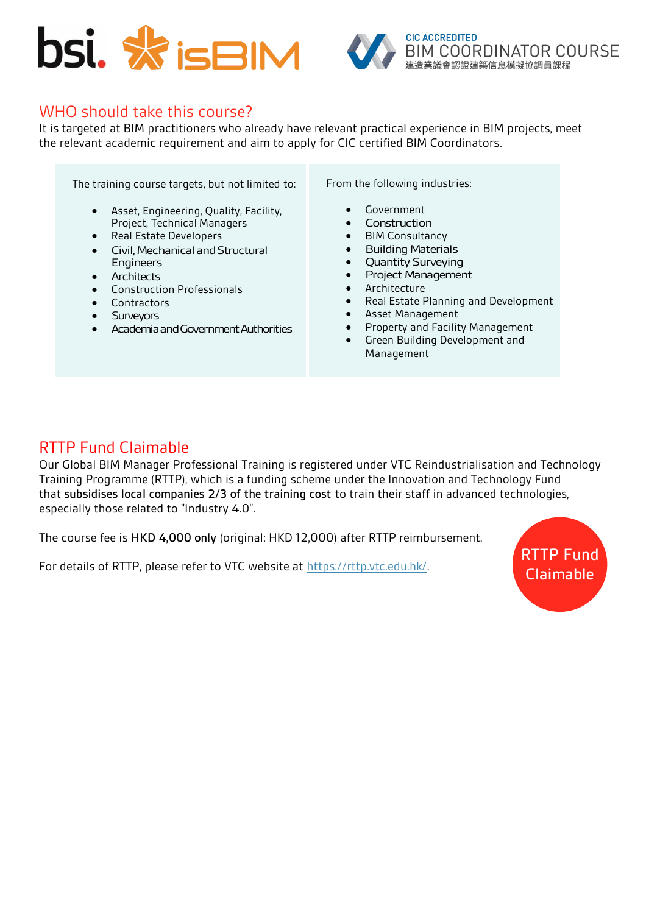## WHO should take this course?

It is targeted at BIM practitioners who already have relevant practical experience in BIM projects, meet the relevant academic requirement and aim to apply for CIC certified BIM Coordinators.

The training course targets, but not limited to:

- Asset, Engineering, Quality, Facility, Project, Technical Managers
- Real Estate Developers
- Civil, Mechanical and Structural Engineers
- Architects
- Construction Professionals
- Contractors
- Surveyors
- Academia and Government Authorities

From the following industries:

- Government
- Construction
- BIM Consultancy
- Building Materials
- Quantity Surveying
- Project Management
- Architecture
- Real Estate Planning and Development
- Asset Management
- Property and Facility Management
- Green Building Development and Management

## RTTP Fund Claimable

Our Global BIM Manager Professional Training is registered under VTC Reindustrialisation and Technology Training Programme (RTTP), which is a funding scheme under the Innovation and Technology Fund that **subsidises local companies 2/3 of the training cost** to train their staff in advanced technologies, especially those related to "Industry 4.0".

The course fee is **HKD 4,000 only** (original: HKD 12,000) after RTTP reimbursement.

For details of RTTP, please refer to VTC website at https://rttp.vtc.edu.hk/.

RTTP Fund Claimable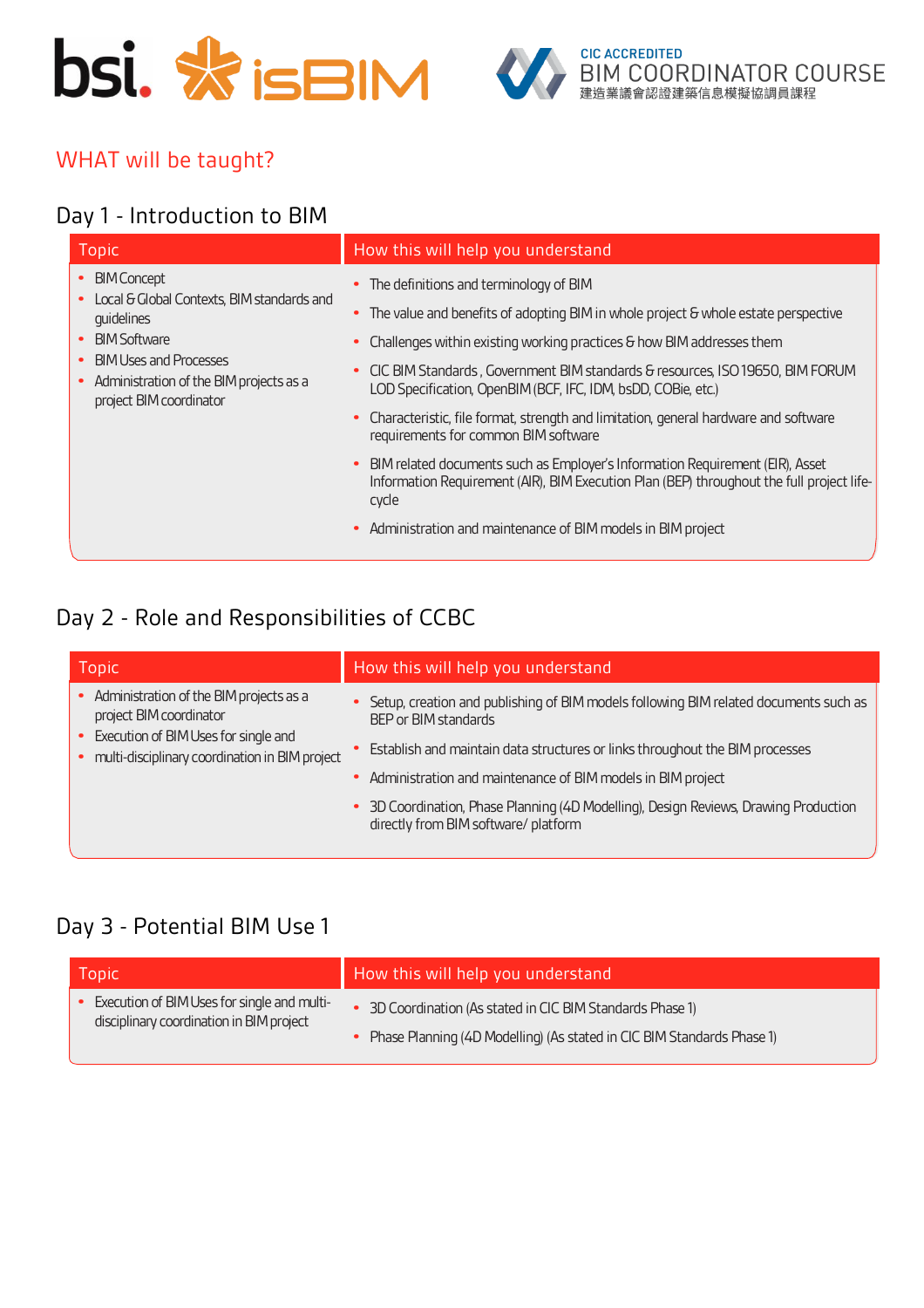## WHAT will be taught?

### Day 1 - Introduction to BIM

| Topic | How this will help you understand |
| --- | --- |
| • BIM Concept<br>• Local & Global Contexts, BIM standards and guidelines<br>• BIM Software<br>• BIM Uses and Processes<br>• Administration of the BIM projects as a project BIM coordinator | • The definitions and terminology of BIM<br>• The value and benefits of adopting BIM in whole project & whole estate perspective<br>• Challenges within existing working practices & how BIM addresses them<br>• CIC BIM Standards , Government BIM standards & resources, ISO 19650, BIM FORUM LOD Specification, OpenBIM (BCF, IFC, IDM, bsDD, COBie, etc.)<br>• Characteristic, file format, strength and limitation, general hardware and software requirements for common BIM software<br>• BIM related documents such as Employer's Information Requirement (EIR), Asset Information Requirement (AIR), BIM Execution Plan (BEP) throughout the full project life-cycle<br>• Administration and maintenance of BIM models in BIM project |

### Day 2 - Role and Responsibilities of CCBC

| Topic | How this will help you understand |
| --- | --- |
| • Administration of the BIM projects as a project BIM coordinator<br>• Execution of BIM Uses for single and<br>• multi-disciplinary coordination in BIM project | • Setup, creation and publishing of BIM models following BIM related documents such as BEP or BIM standards<br>• Establish and maintain data structures or links throughout the BIM processes<br>• Administration and maintenance of BIM models in BIM project<br>• 3D Coordination, Phase Planning (4D Modelling), Design Reviews, Drawing Production directly from BIM software/ platform |

### Day 3 - Potential BIM Use 1

| Topic | How this will help you understand |
| --- | --- |
| • Execution of BIM Uses for single and multi-disciplinary coordination in BIM project | • 3D Coordination (As stated in CIC BIM Standards Phase 1)<br>• Phase Planning (4D Modelling) (As stated in CIC BIM Standards Phase 1) |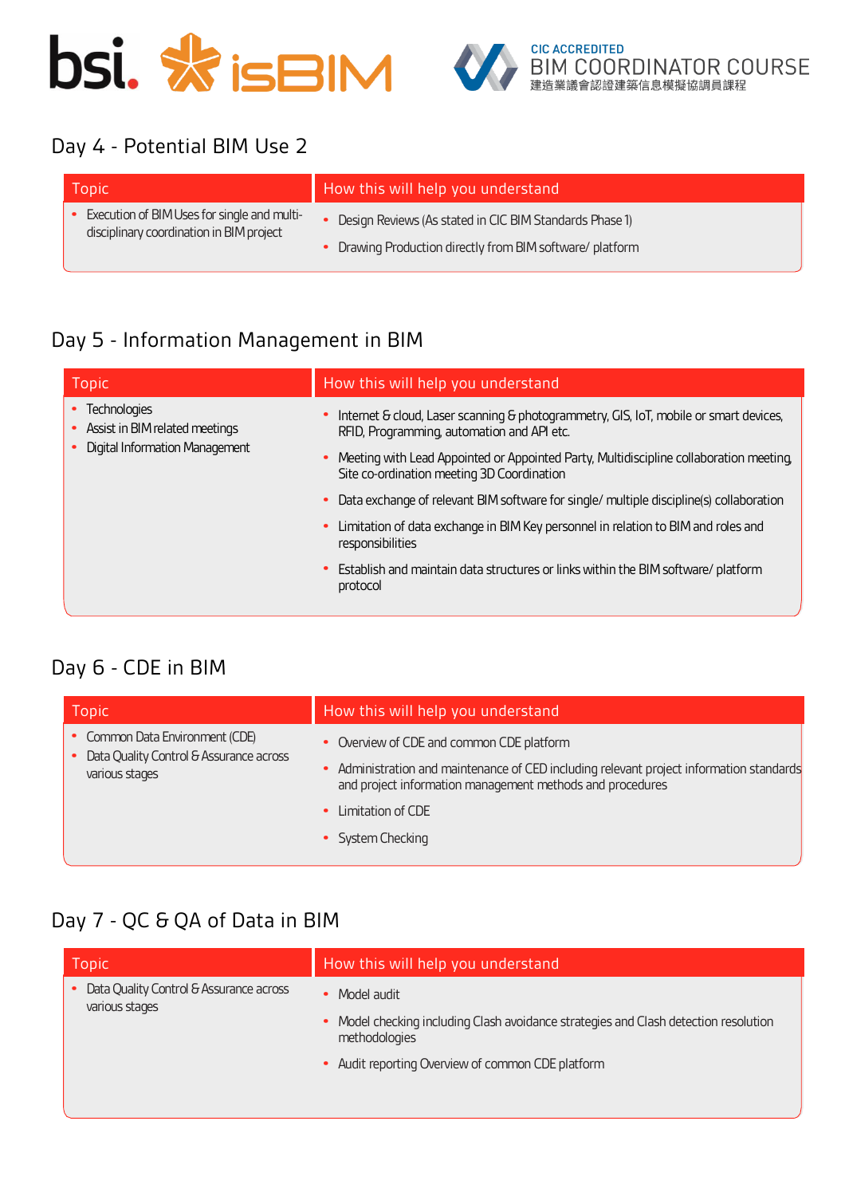## Day 4 - Potential BIM Use 2

| Topic | How this will help you understand |
| --- | --- |
| • Execution of BIM Uses for single and multi-disciplinary coordination in BIM project | • Design Reviews (As stated in CIC BIM Standards Phase 1)<br>• Drawing Production directly from BIM software/ platform |

## Day 5 - Information Management in BIM

| Topic | How this will help you understand |
| --- | --- |
| • Technologies<br>• Assist in BIM related meetings<br>• Digital Information Management | • Internet & cloud, Laser scanning & photogrammetry, GIS, IoT, mobile or smart devices, RFID, Programming, automation and API etc.<br>• Meeting with Lead Appointed or Appointed Party, Multidiscipline collaboration meeting, Site co-ordination meeting 3D Coordination<br>• Data exchange of relevant BIM software for single/ multiple discipline(s) collaboration<br>• Limitation of data exchange in BIM Key personnel in relation to BIM and roles and responsibilities<br>• Establish and maintain data structures or links within the BIM software/ platform protocol |

## Day 6 - CDE in BIM

| Topic | How this will help you understand |
| --- | --- |
| • Common Data Environment (CDE)<br>• Data Quality Control & Assurance across various stages | • Overview of CDE and common CDE platform<br>• Administration and maintenance of CED including relevant project information standards and project information management methods and procedures<br>• Limitation of CDE<br>• System Checking |

## Day 7 - QC & QA of Data in BIM

| Topic | How this will help you understand |
| --- | --- |
| • Data Quality Control & Assurance across various stages | • Model audit<br>• Model checking including Clash avoidance strategies and Clash detection resolution methodologies<br>• Audit reporting Overview of common CDE platform |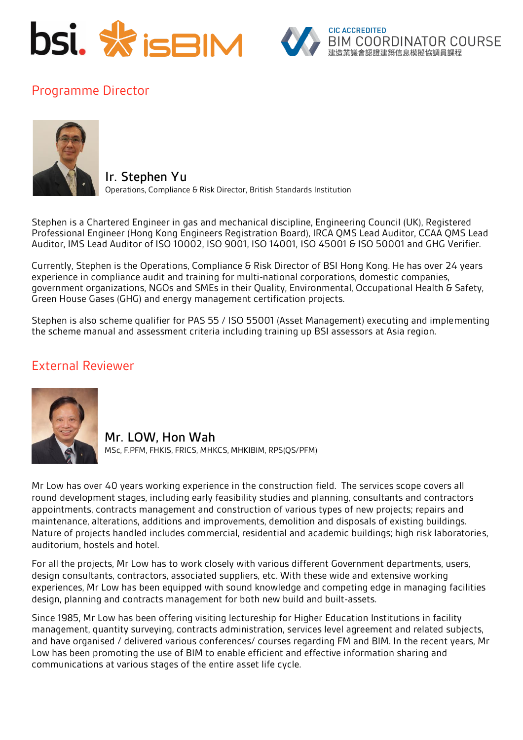## Programme Director

### Ir. Stephen Yu

Operations, Compliance & Risk Director, British Standards Institution

Stephen is a Chartered Engineer in gas and mechanical discipline, Engineering Council (UK), Registered Professional Engineer (Hong Kong Engineers Registration Board), IRCA QMS Lead Auditor, CCAA QMS Lead Auditor, IMS Lead Auditor of ISO 10002, ISO 9001, ISO 14001, ISO 45001 & ISO 50001 and GHG Verifier.

Currently, Stephen is the Operations, Compliance & Risk Director of BSI Hong Kong. He has over 24 years experience in compliance audit and training for multi-national corporations, domestic companies, government organizations, NGOs and SMEs in their Quality, Environmental, Occupational Health & Safety, Green House Gases (GHG) and energy management certification projects.

Stephen is also scheme qualifier for PAS 55 / ISO 55001 (Asset Management) executing and implementing the scheme manual and assessment criteria including training up BSI assessors at Asia region.

## External Reviewer

### Mr. LOW, Hon Wah

MSc, F.PFM, FHKIS, FRICS, MHKCS, MHKIBIM, RPS(QS/PFM)

Mr Low has over 40 years working experience in the construction field. The services scope covers all round development stages, including early feasibility studies and planning, consultants and contractors appointments, contracts management and construction of various types of new projects; repairs and maintenance, alterations, additions and improvements, demolition and disposals of existing buildings. Nature of projects handled includes commercial, residential and academic buildings; high risk laboratories, auditorium, hostels and hotel.

For all the projects, Mr Low has to work closely with various different Government departments, users, design consultants, contractors, associated suppliers, etc. With these wide and extensive working experiences, Mr Low has been equipped with sound knowledge and competing edge in managing facilities design, planning and contracts management for both new build and built-assets.

Since 1985, Mr Low has been offering visiting lectureship for Higher Education Institutions in facility management, quantity surveying, contracts administration, services level agreement and related subjects, and have organised / delivered various conferences/ courses regarding FM and BIM. In the recent years, Mr Low has been promoting the use of BIM to enable efficient and effective information sharing and communications at various stages of the entire asset life cycle.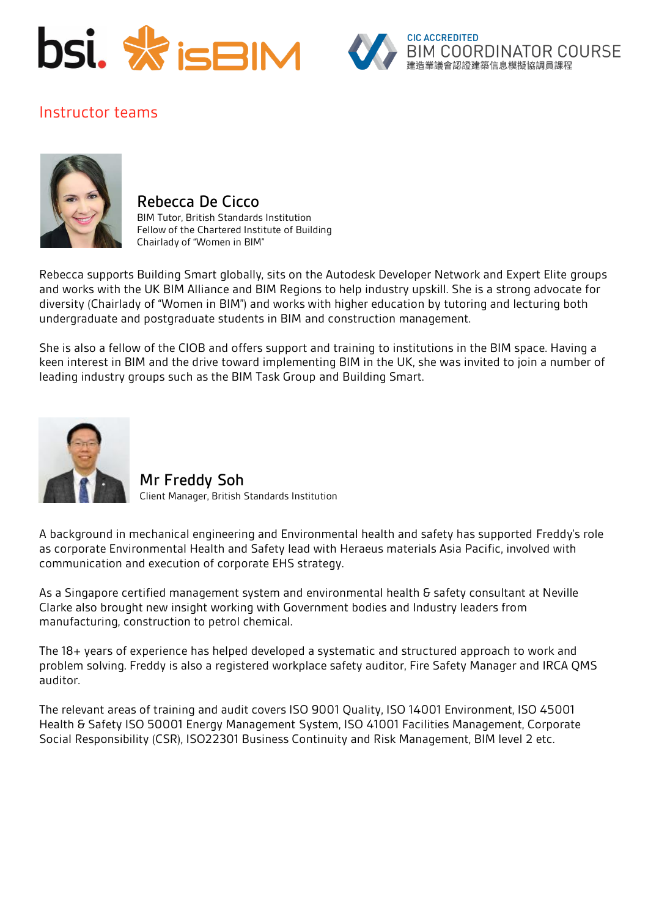# Instructor teams

### Rebecca De Cicco

BIM Tutor, British Standards Institution
Fellow of the Chartered Institute of Building
Chairlady of "Women in BIM"

Rebecca supports Building Smart globally, sits on the Autodesk Developer Network and Expert Elite groups and works with the UK BIM Alliance and BIM Regions to help industry upskill. She is a strong advocate for diversity (Chairlady of "Women in BIM") and works with higher education by tutoring and lecturing both undergraduate and postgraduate students in BIM and construction management.

She is also a fellow of the CIOB and offers support and training to institutions in the BIM space. Having a keen interest in BIM and the drive toward implementing BIM in the UK, she was invited to join a number of leading industry groups such as the BIM Task Group and Building Smart.

### Mr Freddy Soh

Client Manager, British Standards Institution

A background in mechanical engineering and Environmental health and safety has supported Freddy's role as corporate Environmental Health and Safety lead with Heraeus materials Asia Pacific, involved with communication and execution of corporate EHS strategy.

As a Singapore certified management system and environmental health & safety consultant at Neville Clarke also brought new insight working with Government bodies and Industry leaders from manufacturing, construction to petrol chemical.

The 18+ years of experience has helped developed a systematic and structured approach to work and problem solving. Freddy is also a registered workplace safety auditor, Fire Safety Manager and IRCA QMS auditor.

The relevant areas of training and audit covers ISO 9001 Quality, ISO 14001 Environment, ISO 45001 Health & Safety ISO 50001 Energy Management System, ISO 41001 Facilities Management, Corporate Social Responsibility (CSR), ISO22301 Business Continuity and Risk Management, BIM level 2 etc.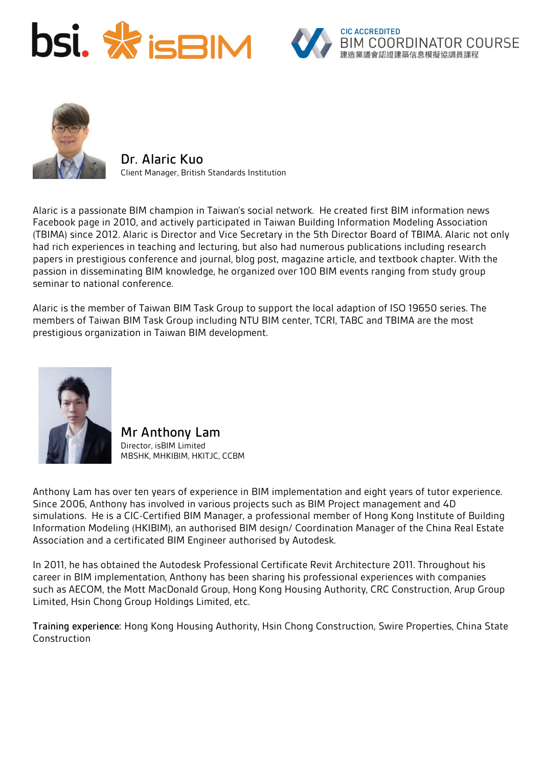CIC ACCREDITED
BIM COORDINATOR COURSE
建造業議會認證建築信息模擬協調員課程

## Dr. Alaric Kuo

Client Manager, British Standards Institution

Alaric is a passionate BIM champion in Taiwan's social network. He created first BIM information news Facebook page in 2010, and actively participated in Taiwan Building Information Modeling Association (TBIMA) since 2012. Alaric is Director and Vice Secretary in the 5th Director Board of TBIMA. Alaric not only had rich experiences in teaching and lecturing, but also had numerous publications including research papers in prestigious conference and journal, blog post, magazine article, and textbook chapter. With the passion in disseminating BIM knowledge, he organized over 100 BIM events ranging from study group seminar to national conference.

Alaric is the member of Taiwan BIM Task Group to support the local adaption of ISO 19650 series. The members of Taiwan BIM Task Group including NTU BIM center, TCRI, TABC and TBIMA are the most prestigious organization in Taiwan BIM development.

## Mr Anthony Lam

Director, isBIM Limited
MBSHK, MHKIBIM, HKITJC, CCBM

Anthony Lam has over ten years of experience in BIM implementation and eight years of tutor experience. Since 2006, Anthony has involved in various projects such as BIM Project management and 4D simulations. He is a CIC-Certified BIM Manager, a professional member of Hong Kong Institute of Building Information Modeling (HKIBIM), an authorised BIM design/ Coordination Manager of the China Real Estate Association and a certificated BIM Engineer authorised by Autodesk.

In 2011, he has obtained the Autodesk Professional Certificate Revit Architecture 2011. Throughout his career in BIM implementation, Anthony has been sharing his professional experiences with companies such as AECOM, the Mott MacDonald Group, Hong Kong Housing Authority, CRC Construction, Arup Group Limited, Hsin Chong Group Holdings Limited, etc.

**Training experience:** Hong Kong Housing Authority, Hsin Chong Construction, Swire Properties, China State Construction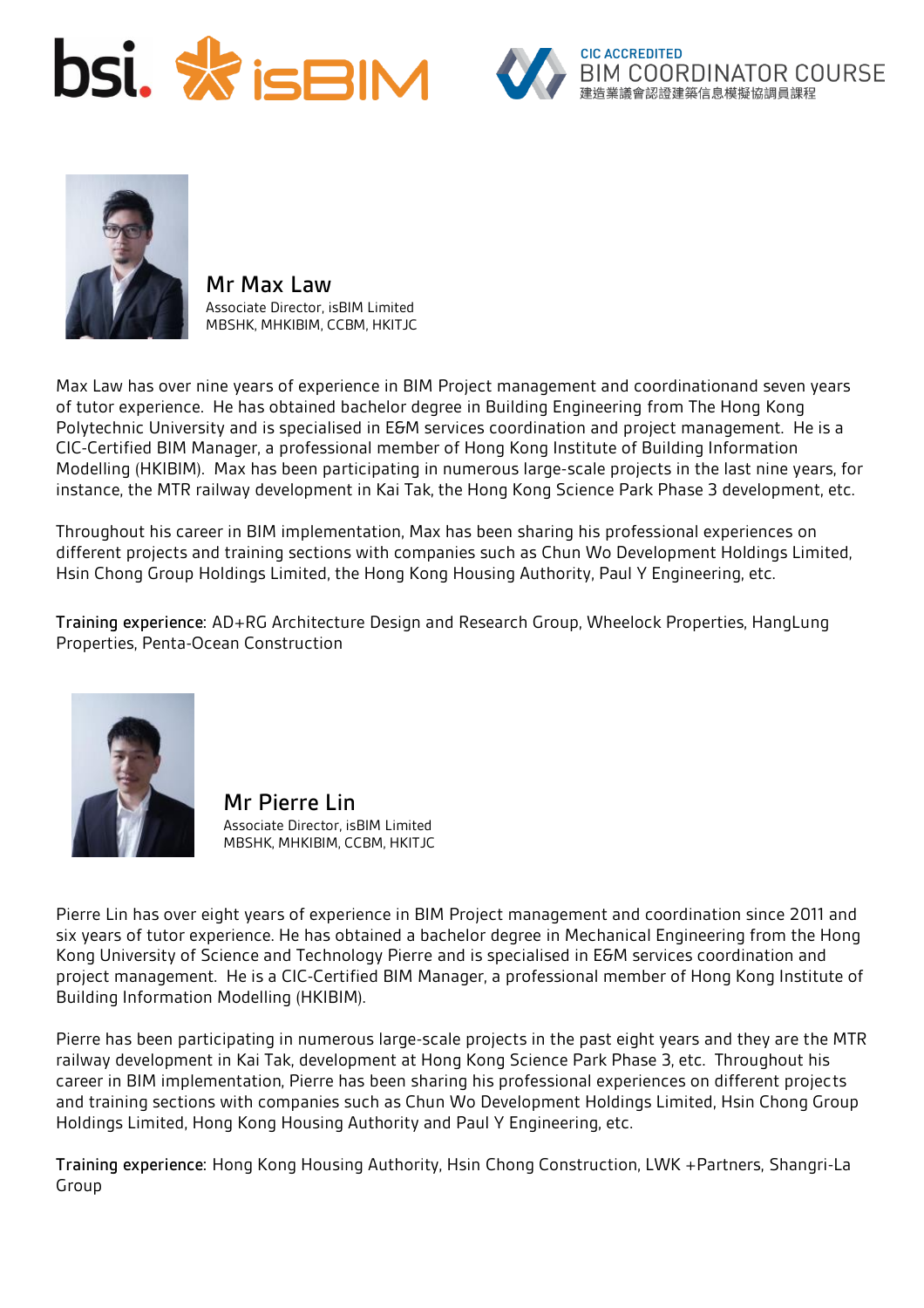bsi. isBIM

CIC ACCREDITED
BIM COORDINATOR COURSE
建造業議會認證建築信息模擬協調員課程

## Mr Max Law

Associate Director, isBIM Limited
MBSHK, MHKIBIM, CCBM, HKITJC

Max Law has over nine years of experience in BIM Project management and coordinationand seven years of tutor experience. He has obtained bachelor degree in Building Engineering from The Hong Kong Polytechnic University and is specialised in E&M services coordination and project management. He is a CIC-Certified BIM Manager, a professional member of Hong Kong Institute of Building Information Modelling (HKIBIM). Max has been participating in numerous large-scale projects in the last nine years, for instance, the MTR railway development in Kai Tak, the Hong Kong Science Park Phase 3 development, etc.

Throughout his career in BIM implementation, Max has been sharing his professional experiences on different projects and training sections with companies such as Chun Wo Development Holdings Limited, Hsin Chong Group Holdings Limited, the Hong Kong Housing Authority, Paul Y Engineering, etc.

**Training experience**: AD+RG Architecture Design and Research Group, Wheelock Properties, HangLung Properties, Penta-Ocean Construction

## Mr Pierre Lin

Associate Director, isBIM Limited
MBSHK, MHKIBIM, CCBM, HKITJC

Pierre Lin has over eight years of experience in BIM Project management and coordination since 2011 and six years of tutor experience. He has obtained a bachelor degree in Mechanical Engineering from the Hong Kong University of Science and Technology Pierre and is specialised in E&M services coordination and project management. He is a CIC-Certified BIM Manager, a professional member of Hong Kong Institute of Building Information Modelling (HKIBIM).

Pierre has been participating in numerous large-scale projects in the past eight years and they are the MTR railway development in Kai Tak, development at Hong Kong Science Park Phase 3, etc. Throughout his career in BIM implementation, Pierre has been sharing his professional experiences on different projects and training sections with companies such as Chun Wo Development Holdings Limited, Hsin Chong Group Holdings Limited, Hong Kong Housing Authority and Paul Y Engineering, etc.

**Training experience**: Hong Kong Housing Authority, Hsin Chong Construction, LWK +Partners, Shangri-La Group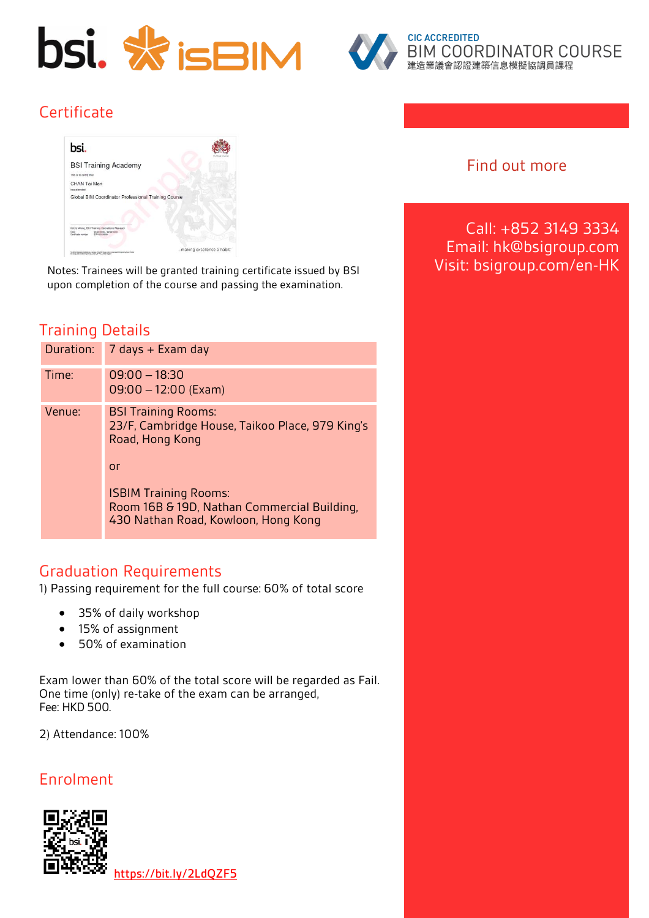CIC ACCREDITED
BIM COORDINATOR COURSE
建造業議會認證建築信息模擬協調員課程

## Certificate

Notes: Trainees will be granted training certificate issued by BSI upon completion of the course and passing the examination.

## Training Details

| | |
|---|---|
| Duration: | 7 days + Exam day |
| Time: | 09:00 – 18:30<br>09:00 – 12:00 (Exam) |
| Venue: | BSI Training Rooms:<br>23/F, Cambridge House, Taikoo Place, 979 King's Road, Hong Kong<br><br>or<br><br>ISBIM Training Rooms:<br>Room 16B & 19D, Nathan Commercial Building, 430 Nathan Road, Kowloon, Hong Kong |

## Graduation Requirements

1) Passing requirement for the full course: 60% of total score

- 35% of daily workshop
- 15% of assignment
- 50% of examination

Exam lower than 60% of the total score will be regarded as Fail.
One time (only) re-take of the exam can be arranged,
Fee: HKD 500.

2) Attendance: 100%

## Enrolment

https://bit.ly/2LdQZF5

## Find out more

Call: +852 3149 3334
Email: hk@bsigroup.com
Visit: bsigroup.com/en-HK